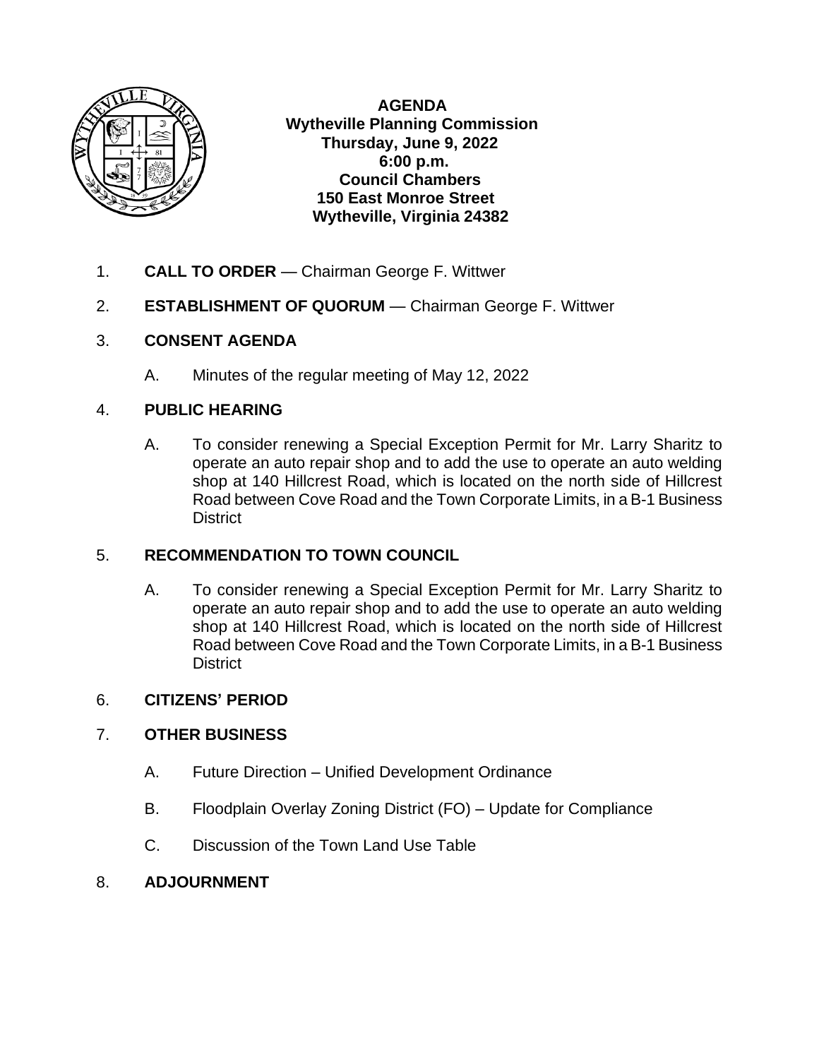**AGENDA**
**Wytheville Planning Commission**
**Thursday, June 9, 2022**
**6:00 p.m.**
**Council Chambers**
**150 East Monroe Street**
**Wytheville, Virginia 24382**

1. **CALL TO ORDER** — Chairman George F. Wittwer

2. **ESTABLISHMENT OF QUORUM** — Chairman George F. Wittwer

3. **CONSENT AGENDA**

   A. Minutes of the regular meeting of May 12, 2022

4. **PUBLIC HEARING**

   A. To consider renewing a Special Exception Permit for Mr. Larry Sharitz to operate an auto repair shop and to add the use to operate an auto welding shop at 140 Hillcrest Road, which is located on the north side of Hillcrest Road between Cove Road and the Town Corporate Limits, in a B-1 Business District

5. **RECOMMENDATION TO TOWN COUNCIL**

   A. To consider renewing a Special Exception Permit for Mr. Larry Sharitz to operate an auto repair shop and to add the use to operate an auto welding shop at 140 Hillcrest Road, which is located on the north side of Hillcrest Road between Cove Road and the Town Corporate Limits, in a B-1 Business District

6. **CITIZENS' PERIOD**

7. **OTHER BUSINESS**

   A. Future Direction – Unified Development Ordinance

   B. Floodplain Overlay Zoning District (FO) – Update for Compliance

   C. Discussion of the Town Land Use Table

8. **ADJOURNMENT**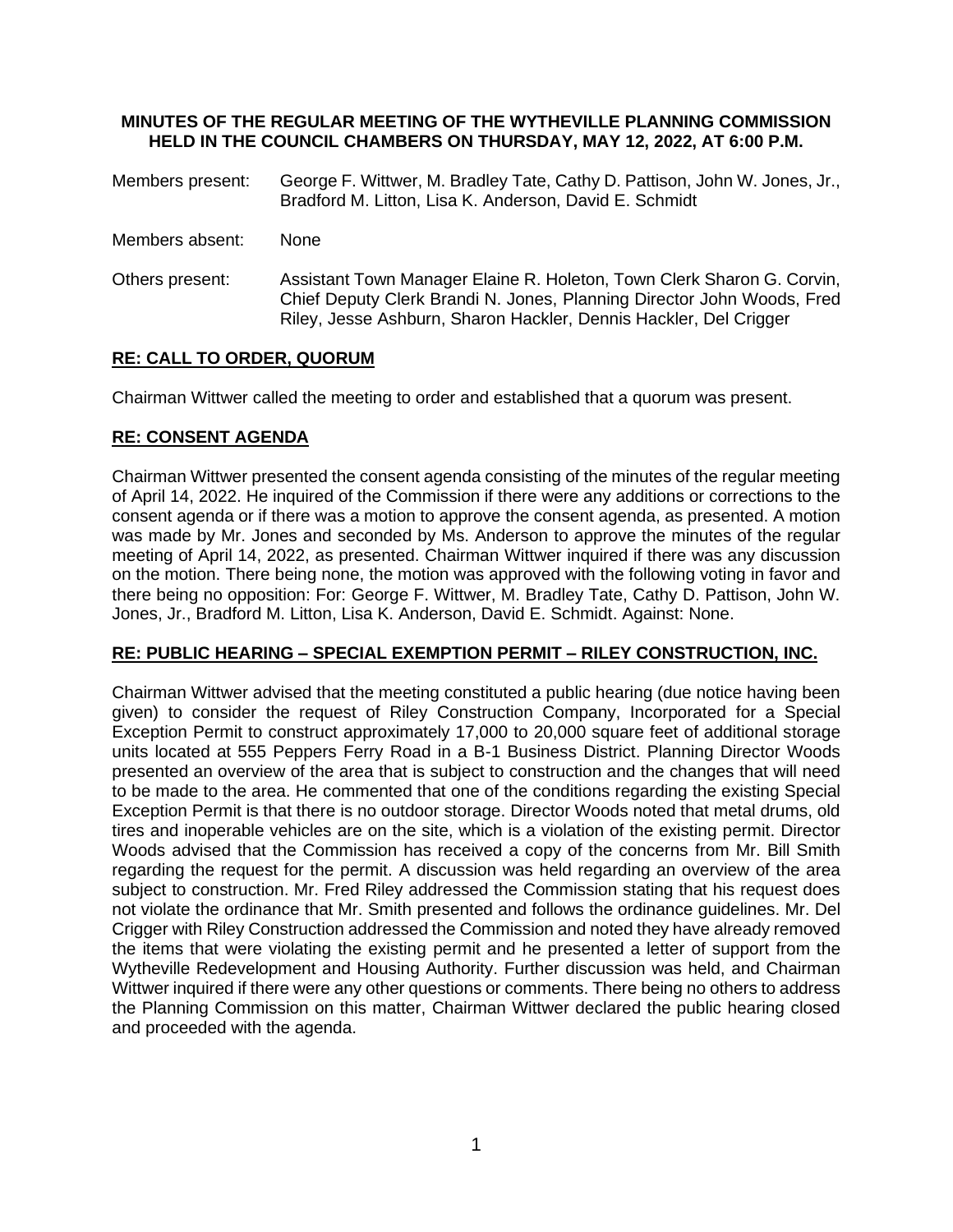**MINUTES OF THE REGULAR MEETING OF THE WYTHEVILLE PLANNING COMMISSION HELD IN THE COUNCIL CHAMBERS ON THURSDAY, MAY 12, 2022, AT 6:00 P.M.**

Members present: George F. Wittwer, M. Bradley Tate, Cathy D. Pattison, John W. Jones, Jr., Bradford M. Litton, Lisa K. Anderson, David E. Schmidt

Members absent: None

Others present: Assistant Town Manager Elaine R. Holeton, Town Clerk Sharon G. Corvin, Chief Deputy Clerk Brandi N. Jones, Planning Director John Woods, Fred Riley, Jesse Ashburn, Sharon Hackler, Dennis Hackler, Del Crigger

## RE: CALL TO ORDER, QUORUM

Chairman Wittwer called the meeting to order and established that a quorum was present.

## RE: CONSENT AGENDA

Chairman Wittwer presented the consent agenda consisting of the minutes of the regular meeting of April 14, 2022. He inquired of the Commission if there were any additions or corrections to the consent agenda or if there was a motion to approve the consent agenda, as presented. A motion was made by Mr. Jones and seconded by Ms. Anderson to approve the minutes of the regular meeting of April 14, 2022, as presented. Chairman Wittwer inquired if there was any discussion on the motion. There being none, the motion was approved with the following voting in favor and there being no opposition: For: George F. Wittwer, M. Bradley Tate, Cathy D. Pattison, John W. Jones, Jr., Bradford M. Litton, Lisa K. Anderson, David E. Schmidt. Against: None.

## RE: PUBLIC HEARING – SPECIAL EXEMPTION PERMIT – RILEY CONSTRUCTION, INC.

Chairman Wittwer advised that the meeting constituted a public hearing (due notice having been given) to consider the request of Riley Construction Company, Incorporated for a Special Exception Permit to construct approximately 17,000 to 20,000 square feet of additional storage units located at 555 Peppers Ferry Road in a B-1 Business District. Planning Director Woods presented an overview of the area that is subject to construction and the changes that will need to be made to the area. He commented that one of the conditions regarding the existing Special Exception Permit is that there is no outdoor storage. Director Woods noted that metal drums, old tires and inoperable vehicles are on the site, which is a violation of the existing permit. Director Woods advised that the Commission has received a copy of the concerns from Mr. Bill Smith regarding the request for the permit. A discussion was held regarding an overview of the area subject to construction. Mr. Fred Riley addressed the Commission stating that his request does not violate the ordinance that Mr. Smith presented and follows the ordinance guidelines. Mr. Del Crigger with Riley Construction addressed the Commission and noted they have already removed the items that were violating the existing permit and he presented a letter of support from the Wytheville Redevelopment and Housing Authority. Further discussion was held, and Chairman Wittwer inquired if there were any other questions or comments. There being no others to address the Planning Commission on this matter, Chairman Wittwer declared the public hearing closed and proceeded with the agenda.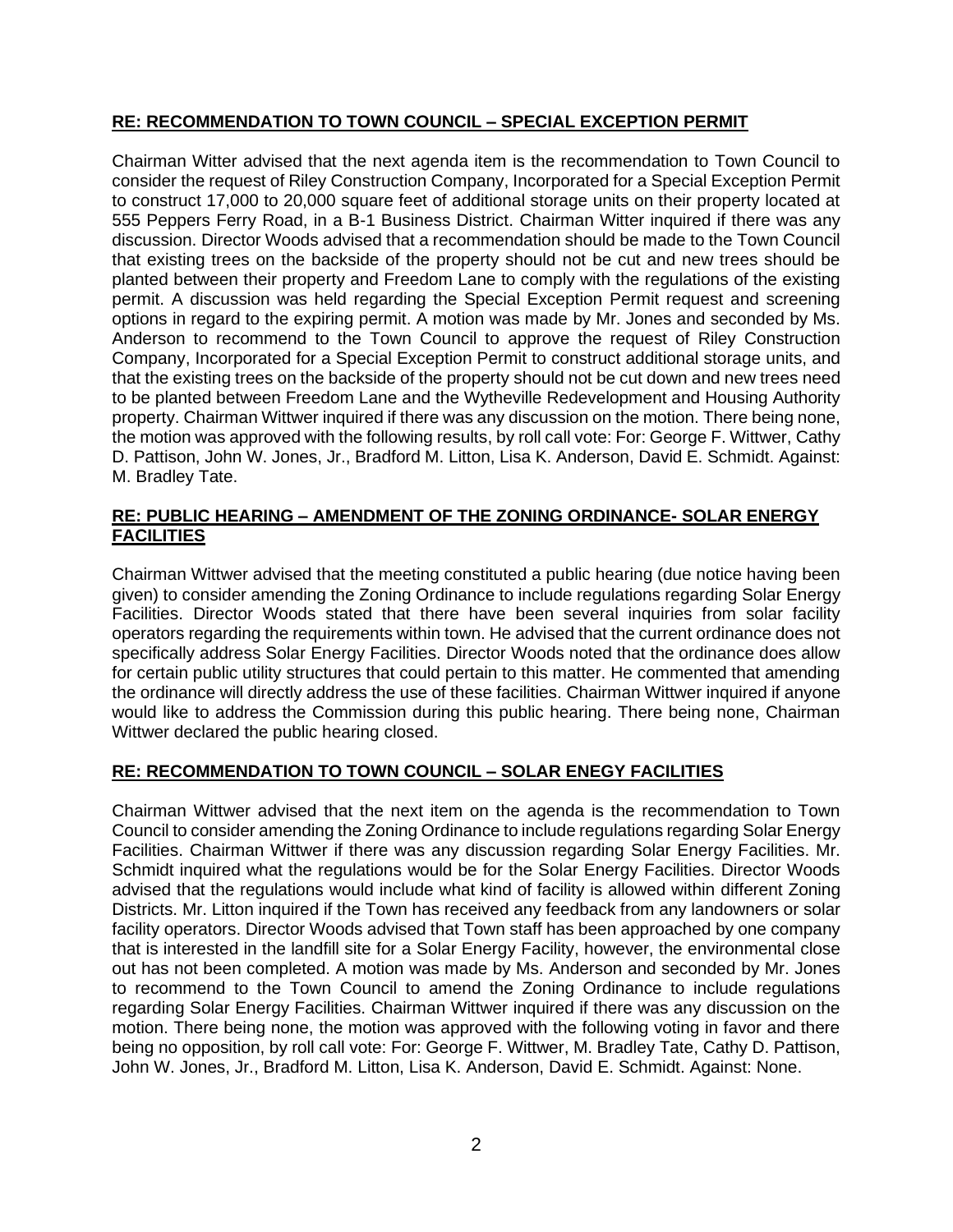**RE: RECOMMENDATION TO TOWN COUNCIL – SPECIAL EXCEPTION PERMIT**

Chairman Witter advised that the next agenda item is the recommendation to Town Council to consider the request of Riley Construction Company, Incorporated for a Special Exception Permit to construct 17,000 to 20,000 square feet of additional storage units on their property located at 555 Peppers Ferry Road, in a B-1 Business District. Chairman Witter inquired if there was any discussion. Director Woods advised that a recommendation should be made to the Town Council that existing trees on the backside of the property should not be cut and new trees should be planted between their property and Freedom Lane to comply with the regulations of the existing permit. A discussion was held regarding the Special Exception Permit request and screening options in regard to the expiring permit. A motion was made by Mr. Jones and seconded by Ms. Anderson to recommend to the Town Council to approve the request of Riley Construction Company, Incorporated for a Special Exception Permit to construct additional storage units, and that the existing trees on the backside of the property should not be cut down and new trees need to be planted between Freedom Lane and the Wytheville Redevelopment and Housing Authority property. Chairman Wittwer inquired if there was any discussion on the motion. There being none, the motion was approved with the following results, by roll call vote: For: George F. Wittwer, Cathy D. Pattison, John W. Jones, Jr., Bradford M. Litton, Lisa K. Anderson, David E. Schmidt. Against: M. Bradley Tate.

**RE: PUBLIC HEARING – AMENDMENT OF THE ZONING ORDINANCE- SOLAR ENERGY FACILITIES**

Chairman Wittwer advised that the meeting constituted a public hearing (due notice having been given) to consider amending the Zoning Ordinance to include regulations regarding Solar Energy Facilities. Director Woods stated that there have been several inquiries from solar facility operators regarding the requirements within town. He advised that the current ordinance does not specifically address Solar Energy Facilities. Director Woods noted that the ordinance does allow for certain public utility structures that could pertain to this matter. He commented that amending the ordinance will directly address the use of these facilities. Chairman Wittwer inquired if anyone would like to address the Commission during this public hearing. There being none, Chairman Wittwer declared the public hearing closed.

**RE: RECOMMENDATION TO TOWN COUNCIL – SOLAR ENEGY FACILITIES**

Chairman Wittwer advised that the next item on the agenda is the recommendation to Town Council to consider amending the Zoning Ordinance to include regulations regarding Solar Energy Facilities. Chairman Wittwer if there was any discussion regarding Solar Energy Facilities. Mr. Schmidt inquired what the regulations would be for the Solar Energy Facilities. Director Woods advised that the regulations would include what kind of facility is allowed within different Zoning Districts. Mr. Litton inquired if the Town has received any feedback from any landowners or solar facility operators. Director Woods advised that Town staff has been approached by one company that is interested in the landfill site for a Solar Energy Facility, however, the environmental close out has not been completed. A motion was made by Ms. Anderson and seconded by Mr. Jones to recommend to the Town Council to amend the Zoning Ordinance to include regulations regarding Solar Energy Facilities. Chairman Wittwer inquired if there was any discussion on the motion. There being none, the motion was approved with the following voting in favor and there being no opposition, by roll call vote: For: George F. Wittwer, M. Bradley Tate, Cathy D. Pattison, John W. Jones, Jr., Bradford M. Litton, Lisa K. Anderson, David E. Schmidt. Against: None.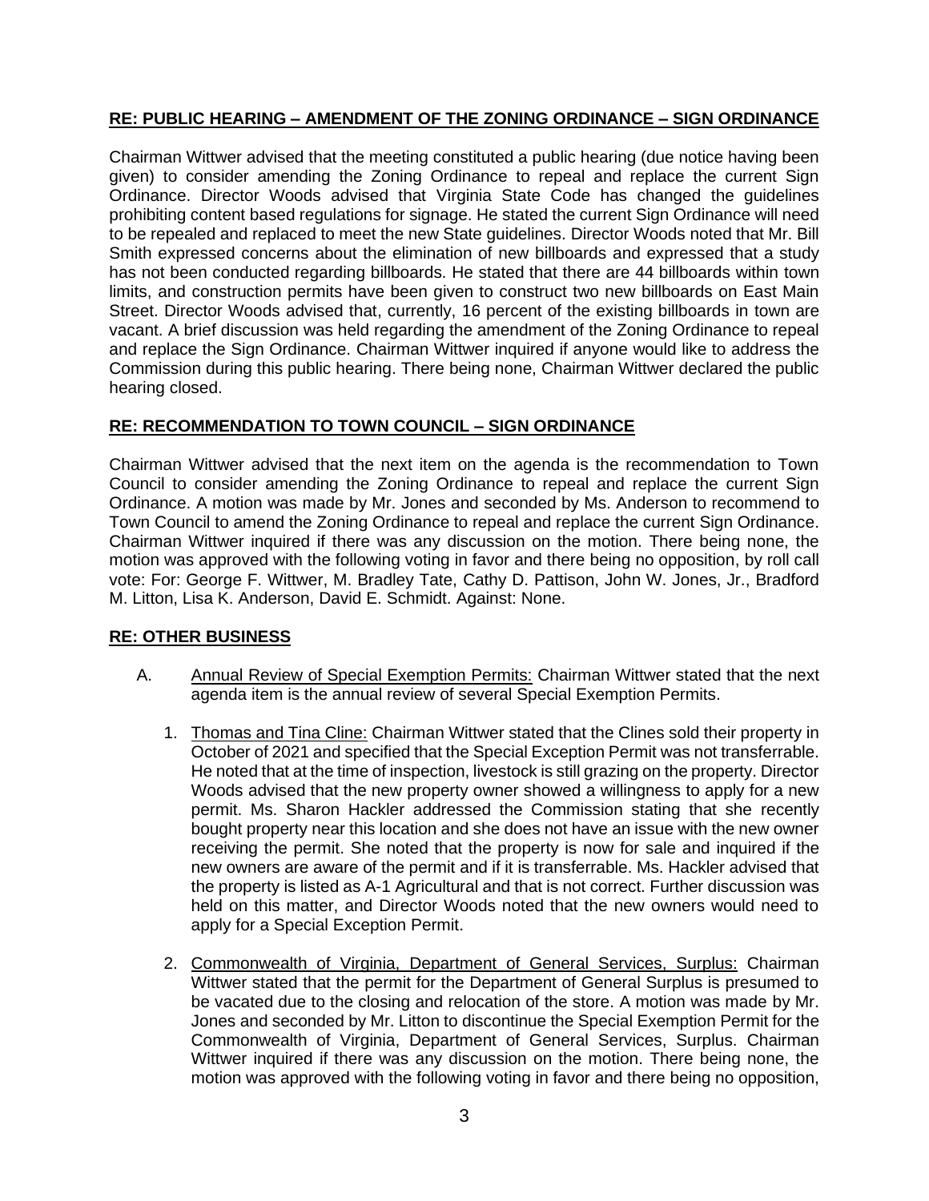**RE: PUBLIC HEARING – AMENDMENT OF THE ZONING ORDINANCE – SIGN ORDINANCE**

Chairman Wittwer advised that the meeting constituted a public hearing (due notice having been given) to consider amending the Zoning Ordinance to repeal and replace the current Sign Ordinance. Director Woods advised that Virginia State Code has changed the guidelines prohibiting content based regulations for signage. He stated the current Sign Ordinance will need to be repealed and replaced to meet the new State guidelines. Director Woods noted that Mr. Bill Smith expressed concerns about the elimination of new billboards and expressed that a study has not been conducted regarding billboards. He stated that there are 44 billboards within town limits, and construction permits have been given to construct two new billboards on East Main Street. Director Woods advised that, currently, 16 percent of the existing billboards in town are vacant. A brief discussion was held regarding the amendment of the Zoning Ordinance to repeal and replace the Sign Ordinance. Chairman Wittwer inquired if anyone would like to address the Commission during this public hearing. There being none, Chairman Wittwer declared the public hearing closed.

**RE: RECOMMENDATION TO TOWN COUNCIL – SIGN ORDINANCE**

Chairman Wittwer advised that the next item on the agenda is the recommendation to Town Council to consider amending the Zoning Ordinance to repeal and replace the current Sign Ordinance. A motion was made by Mr. Jones and seconded by Ms. Anderson to recommend to Town Council to amend the Zoning Ordinance to repeal and replace the current Sign Ordinance. Chairman Wittwer inquired if there was any discussion on the motion. There being none, the motion was approved with the following voting in favor and there being no opposition, by roll call vote: For: George F. Wittwer, M. Bradley Tate, Cathy D. Pattison, John W. Jones, Jr., Bradford M. Litton, Lisa K. Anderson, David E. Schmidt. Against: None.

**RE: OTHER BUSINESS**

A. Annual Review of Special Exemption Permits: Chairman Wittwer stated that the next agenda item is the annual review of several Special Exemption Permits.

   1. Thomas and Tina Cline: Chairman Wittwer stated that the Clines sold their property in October of 2021 and specified that the Special Exception Permit was not transferrable. He noted that at the time of inspection, livestock is still grazing on the property. Director Woods advised that the new property owner showed a willingness to apply for a new permit. Ms. Sharon Hackler addressed the Commission stating that she recently bought property near this location and she does not have an issue with the new owner receiving the permit. She noted that the property is now for sale and inquired if the new owners are aware of the permit and if it is transferrable. Ms. Hackler advised that the property is listed as A-1 Agricultural and that is not correct. Further discussion was held on this matter, and Director Woods noted that the new owners would need to apply for a Special Exception Permit.

   2. Commonwealth of Virginia, Department of General Services, Surplus: Chairman Wittwer stated that the permit for the Department of General Surplus is presumed to be vacated due to the closing and relocation of the store. A motion was made by Mr. Jones and seconded by Mr. Litton to discontinue the Special Exemption Permit for the Commonwealth of Virginia, Department of General Services, Surplus. Chairman Wittwer inquired if there was any discussion on the motion. There being none, the motion was approved with the following voting in favor and there being no opposition,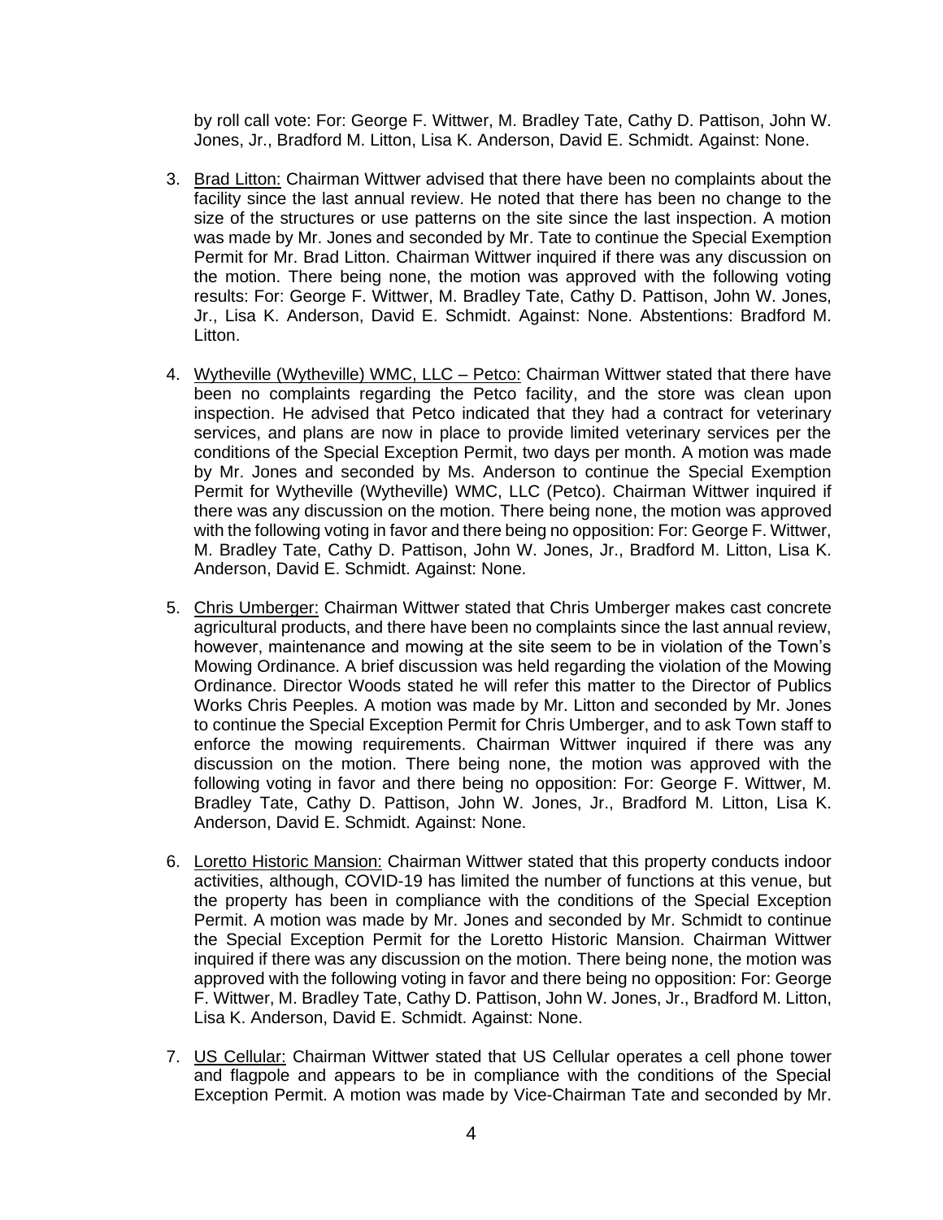by roll call vote: For: George F. Wittwer, M. Bradley Tate, Cathy D. Pattison, John W. Jones, Jr., Bradford M. Litton, Lisa K. Anderson, David E. Schmidt. Against: None.

3. Brad Litton: Chairman Wittwer advised that there have been no complaints about the facility since the last annual review. He noted that there has been no change to the size of the structures or use patterns on the site since the last inspection. A motion was made by Mr. Jones and seconded by Mr. Tate to continue the Special Exemption Permit for Mr. Brad Litton. Chairman Wittwer inquired if there was any discussion on the motion. There being none, the motion was approved with the following voting results: For: George F. Wittwer, M. Bradley Tate, Cathy D. Pattison, John W. Jones, Jr., Lisa K. Anderson, David E. Schmidt. Against: None. Abstentions: Bradford M. Litton.

4. Wytheville (Wytheville) WMC, LLC – Petco: Chairman Wittwer stated that there have been no complaints regarding the Petco facility, and the store was clean upon inspection. He advised that Petco indicated that they had a contract for veterinary services, and plans are now in place to provide limited veterinary services per the conditions of the Special Exception Permit, two days per month. A motion was made by Mr. Jones and seconded by Ms. Anderson to continue the Special Exemption Permit for Wytheville (Wytheville) WMC, LLC (Petco). Chairman Wittwer inquired if there was any discussion on the motion. There being none, the motion was approved with the following voting in favor and there being no opposition: For: George F. Wittwer, M. Bradley Tate, Cathy D. Pattison, John W. Jones, Jr., Bradford M. Litton, Lisa K. Anderson, David E. Schmidt. Against: None.

5. Chris Umberger: Chairman Wittwer stated that Chris Umberger makes cast concrete agricultural products, and there have been no complaints since the last annual review, however, maintenance and mowing at the site seem to be in violation of the Town's Mowing Ordinance. A brief discussion was held regarding the violation of the Mowing Ordinance. Director Woods stated he will refer this matter to the Director of Publics Works Chris Peeples. A motion was made by Mr. Litton and seconded by Mr. Jones to continue the Special Exception Permit for Chris Umberger, and to ask Town staff to enforce the mowing requirements. Chairman Wittwer inquired if there was any discussion on the motion. There being none, the motion was approved with the following voting in favor and there being no opposition: For: George F. Wittwer, M. Bradley Tate, Cathy D. Pattison, John W. Jones, Jr., Bradford M. Litton, Lisa K. Anderson, David E. Schmidt. Against: None.

6. Loretto Historic Mansion: Chairman Wittwer stated that this property conducts indoor activities, although, COVID-19 has limited the number of functions at this venue, but the property has been in compliance with the conditions of the Special Exception Permit. A motion was made by Mr. Jones and seconded by Mr. Schmidt to continue the Special Exception Permit for the Loretto Historic Mansion. Chairman Wittwer inquired if there was any discussion on the motion. There being none, the motion was approved with the following voting in favor and there being no opposition: For: George F. Wittwer, M. Bradley Tate, Cathy D. Pattison, John W. Jones, Jr., Bradford M. Litton, Lisa K. Anderson, David E. Schmidt. Against: None.

7. US Cellular: Chairman Wittwer stated that US Cellular operates a cell phone tower and flagpole and appears to be in compliance with the conditions of the Special Exception Permit. A motion was made by Vice-Chairman Tate and seconded by Mr.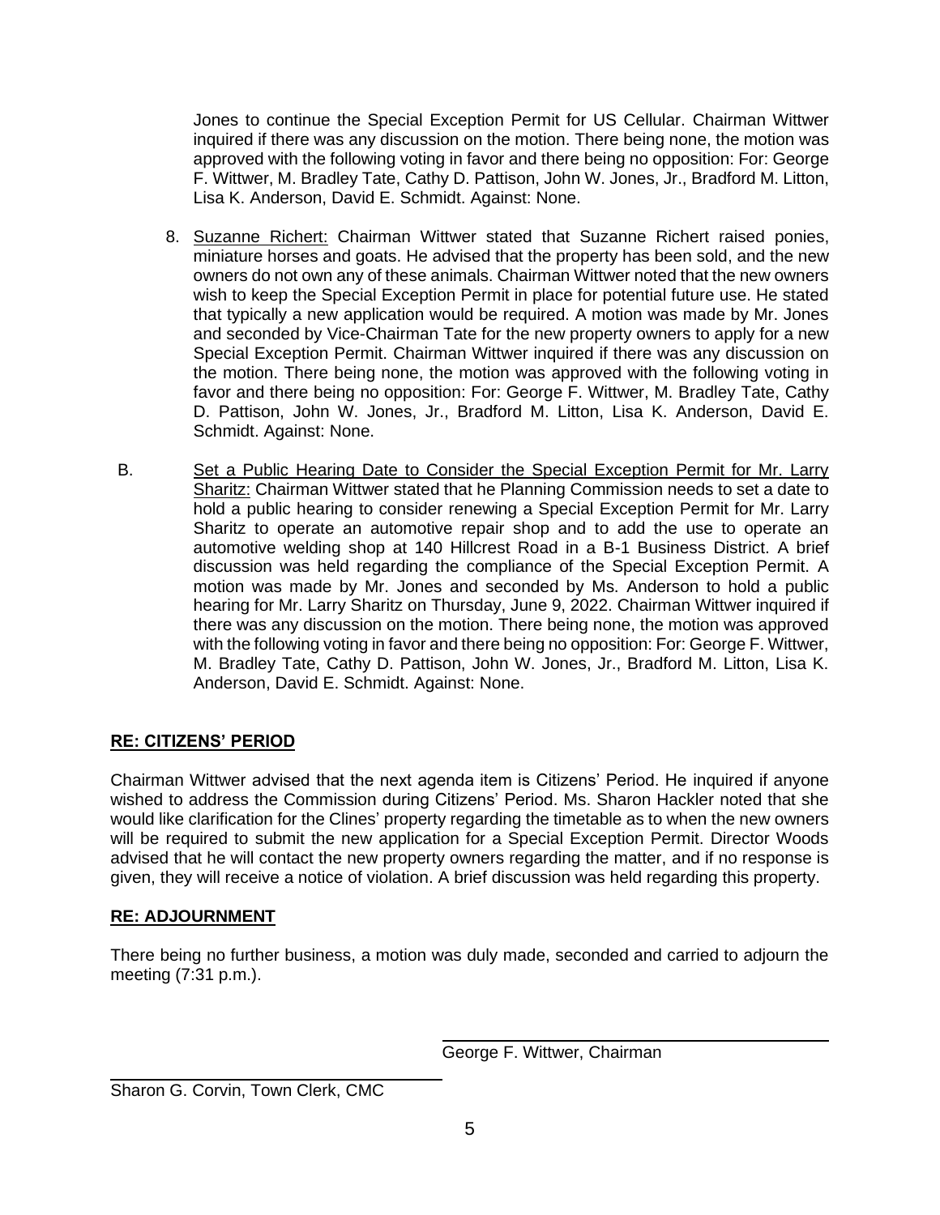Jones to continue the Special Exception Permit for US Cellular. Chairman Wittwer inquired if there was any discussion on the motion. There being none, the motion was approved with the following voting in favor and there being no opposition: For: George F. Wittwer, M. Bradley Tate, Cathy D. Pattison, John W. Jones, Jr., Bradford M. Litton, Lisa K. Anderson, David E. Schmidt. Against: None.

8. Suzanne Richert: Chairman Wittwer stated that Suzanne Richert raised ponies, miniature horses and goats. He advised that the property has been sold, and the new owners do not own any of these animals. Chairman Wittwer noted that the new owners wish to keep the Special Exception Permit in place for potential future use. He stated that typically a new application would be required. A motion was made by Mr. Jones and seconded by Vice-Chairman Tate for the new property owners to apply for a new Special Exception Permit. Chairman Wittwer inquired if there was any discussion on the motion. There being none, the motion was approved with the following voting in favor and there being no opposition: For: George F. Wittwer, M. Bradley Tate, Cathy D. Pattison, John W. Jones, Jr., Bradford M. Litton, Lisa K. Anderson, David E. Schmidt. Against: None.

B. Set a Public Hearing Date to Consider the Special Exception Permit for Mr. Larry Sharitz: Chairman Wittwer stated that he Planning Commission needs to set a date to hold a public hearing to consider renewing a Special Exception Permit for Mr. Larry Sharitz to operate an automotive repair shop and to add the use to operate an automotive welding shop at 140 Hillcrest Road in a B-1 Business District. A brief discussion was held regarding the compliance of the Special Exception Permit. A motion was made by Mr. Jones and seconded by Ms. Anderson to hold a public hearing for Mr. Larry Sharitz on Thursday, June 9, 2022. Chairman Wittwer inquired if there was any discussion on the motion. There being none, the motion was approved with the following voting in favor and there being no opposition: For: George F. Wittwer, M. Bradley Tate, Cathy D. Pattison, John W. Jones, Jr., Bradford M. Litton, Lisa K. Anderson, David E. Schmidt. Against: None.

**RE: CITIZENS' PERIOD**

Chairman Wittwer advised that the next agenda item is Citizens' Period. He inquired if anyone wished to address the Commission during Citizens' Period. Ms. Sharon Hackler noted that she would like clarification for the Clines' property regarding the timetable as to when the new owners will be required to submit the new application for a Special Exception Permit. Director Woods advised that he will contact the new property owners regarding the matter, and if no response is given, they will receive a notice of violation. A brief discussion was held regarding this property.

**RE: ADJOURNMENT**

There being no further business, a motion was duly made, seconded and carried to adjourn the meeting (7:31 p.m.).

George F. Wittwer, Chairman

Sharon G. Corvin, Town Clerk, CMC